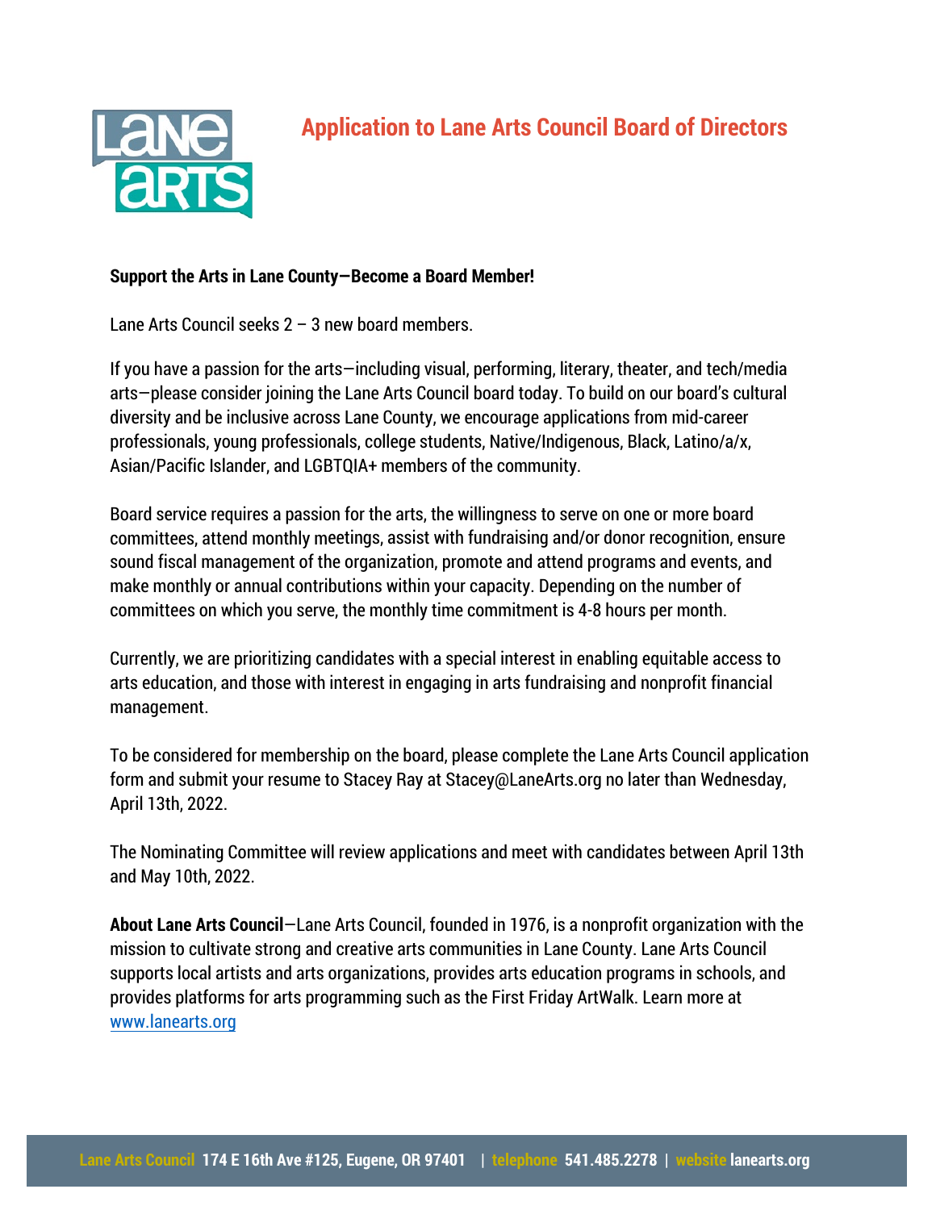# Application to Lane Arts Council Board of Directors

**Support the Arts in Lane County—Become a Board Member!**

Lane Arts Council seeks 2 – 3 new board members.

If you have a passion for the arts—including visual, performing, literary, theater, and tech/media arts—please consider joining the Lane Arts Council board today. To build on our board's cultural diversity and be inclusive across Lane County, we encourage applications from mid-career professionals, young professionals, college students, Native/Indigenous, Black, Latino/a/x, Asian/Pacific Islander, and LGBTQIA+ members of the community.

Board service requires a passion for the arts, the willingness to serve on one or more board committees, attend monthly meetings, assist with fundraising and/or donor recognition, ensure sound fiscal management of the organization, promote and attend programs and events, and make monthly or annual contributions within your capacity. Depending on the number of committees on which you serve, the monthly time commitment is 4-8 hours per month.

Currently, we are prioritizing candidates with a special interest in enabling equitable access to arts education, and those with interest in engaging in arts fundraising and nonprofit financial management.

To be considered for membership on the board, please complete the Lane Arts Council application form and submit your resume to Stacey Ray at Stacey@LaneArts.org no later than Wednesday, April 13th, 2022.

The Nominating Committee will review applications and meet with candidates between April 13th and May 10th, 2022.

**About Lane Arts Council**—Lane Arts Council, founded in 1976, is a nonprofit organization with the mission to cultivate strong and creative arts communities in Lane County. Lane Arts Council supports local artists and arts organizations, provides arts education programs in schools, and provides platforms for arts programming such as the First Friday ArtWalk. Learn more at [www.lanearts.org](http://www.lanearts.org)

Lane Arts Council 174 E 16th Ave #125, Eugene, OR 97401 | telephone 541.485.2278 | website lanearts.org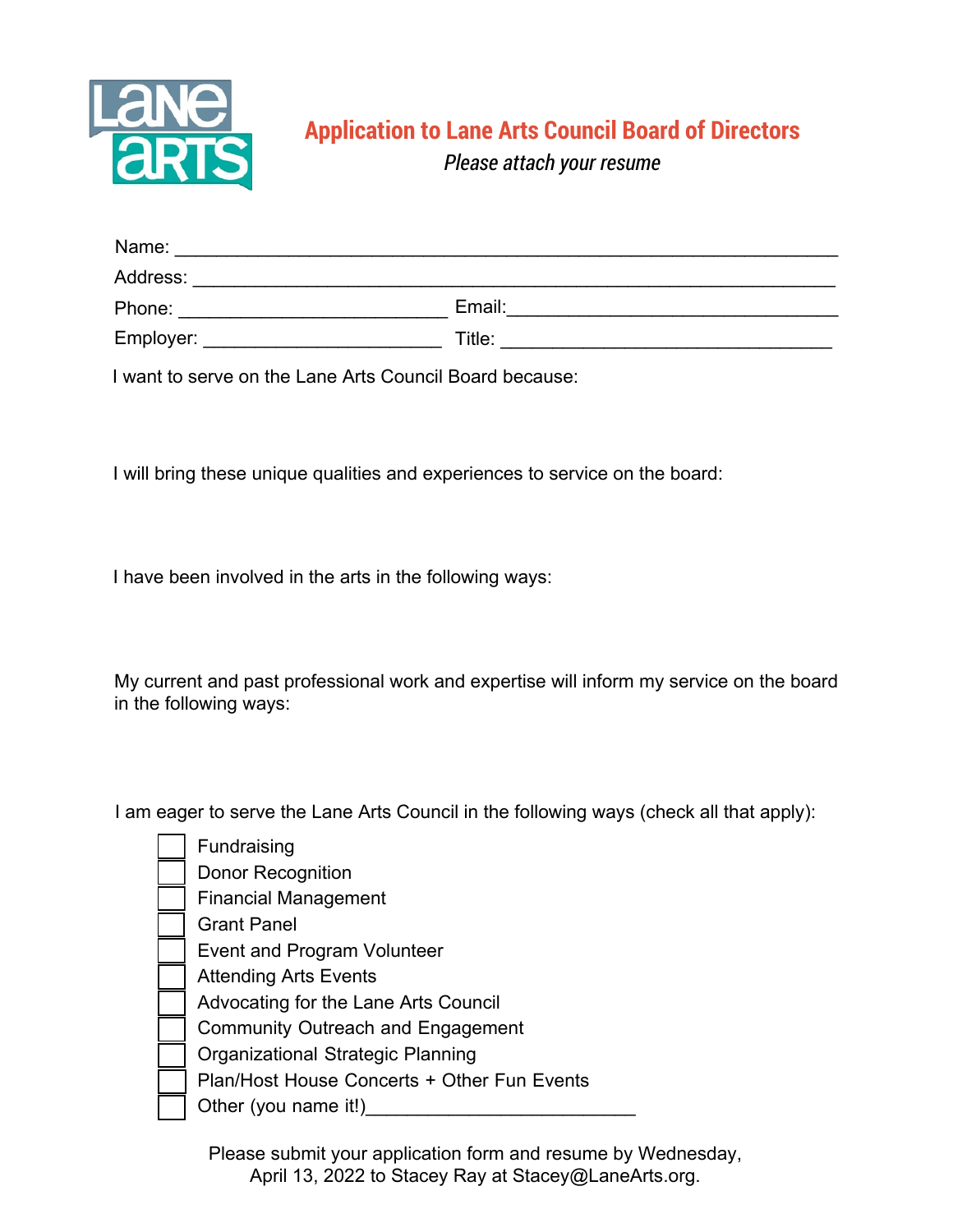## Application to Lane Arts Council Board of Directors

*Please attach your resume*

Name: ___________________________________________________________

Address: _________________________________________________________

Phone: __________________________ Email:________________________________

Employer: _______________________ Title: ________________________________

I want to serve on the Lane Arts Council Board because:

I will bring these unique qualities and experiences to service on the board:

I have been involved in the arts in the following ways:

My current and past professional work and expertise will inform my service on the board in the following ways:

I am eager to serve the Lane Arts Council in the following ways (check all that apply):

- ☐ Fundraising
- ☐ Donor Recognition
- ☐ Financial Management
- ☐ Grant Panel
- ☐ Event and Program Volunteer
- ☐ Attending Arts Events
- ☐ Advocating for the Lane Arts Council
- ☐ Community Outreach and Engagement
- ☐ Organizational Strategic Planning
- ☐ Plan/Host House Concerts + Other Fun Events
- ☐ Other (you name it!)__________________________

Please submit your application form and resume by Wednesday, April 13, 2022 to Stacey Ray at Stacey@LaneArts.org.